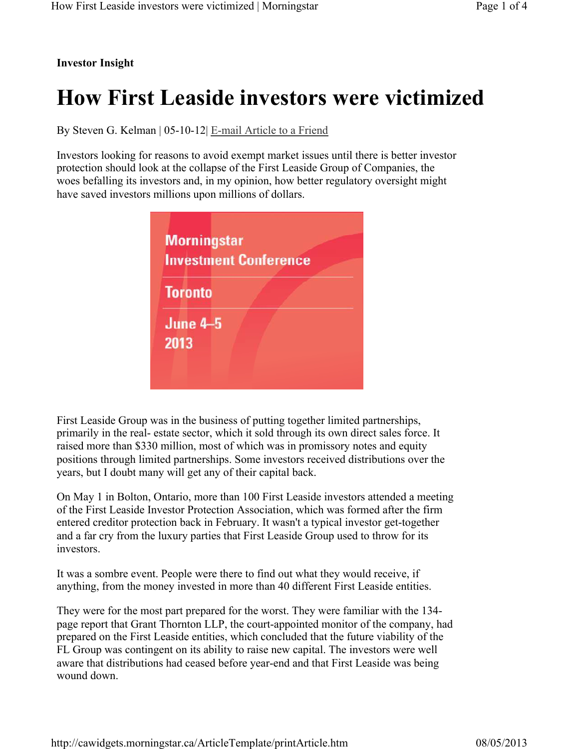**Investor Insight**

# How First Leaside investors were victimized

By Steven G. Kelman | 05-10-12| E-mail Article to a Friend

Investors looking for reasons to avoid exempt market issues until there is better investor protection should look at the collapse of the First Leaside Group of Companies, the woes befalling its investors and, in my opinion, how better regulatory oversight might have saved investors millions upon millions of dollars.

Morningstar Investment Conference

Toronto

June 4–5 2013

First Leaside Group was in the business of putting together limited partnerships, primarily in the real- estate sector, which it sold through its own direct sales force. It raised more than $330 million, most of which was in promissory notes and equity positions through limited partnerships. Some investors received distributions over the years, but I doubt many will get any of their capital back.

On May 1 in Bolton, Ontario, more than 100 First Leaside investors attended a meeting of the First Leaside Investor Protection Association, which was formed after the firm entered creditor protection back in February. It wasn't a typical investor get-together and a far cry from the luxury parties that First Leaside Group used to throw for its investors.

It was a sombre event. People were there to find out what they would receive, if anything, from the money invested in more than 40 different First Leaside entities.

They were for the most part prepared for the worst. They were familiar with the 134-page report that Grant Thornton LLP, the court-appointed monitor of the company, had prepared on the First Leaside entities, which concluded that the future viability of the FL Group was contingent on its ability to raise new capital. The investors were well aware that distributions had ceased before year-end and that First Leaside was being wound down.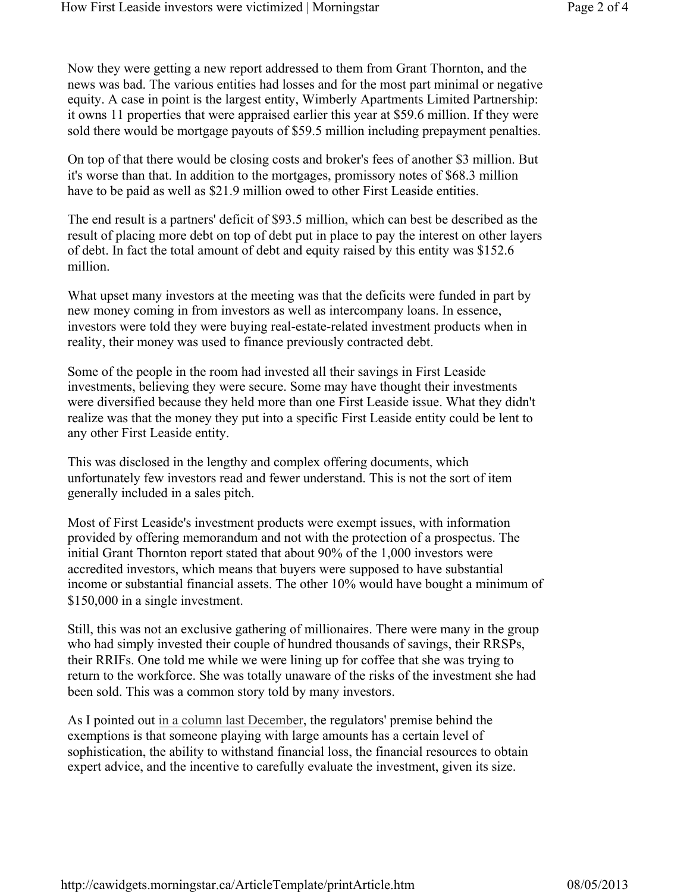Now they were getting a new report addressed to them from Grant Thornton, and the news was bad. The various entities had losses and for the most part minimal or negative equity. A case in point is the largest entity, Wimberly Apartments Limited Partnership: it owns 11 properties that were appraised earlier this year at $59.6 million. If they were sold there would be mortgage payouts of $59.5 million including prepayment penalties.

On top of that there would be closing costs and broker's fees of another $3 million. But it's worse than that. In addition to the mortgages, promissory notes of $68.3 million have to be paid as well as $21.9 million owed to other First Leaside entities.

The end result is a partners' deficit of $93.5 million, which can best be described as the result of placing more debt on top of debt put in place to pay the interest on other layers of debt. In fact the total amount of debt and equity raised by this entity was $152.6 million.

What upset many investors at the meeting was that the deficits were funded in part by new money coming in from investors as well as intercompany loans. In essence, investors were told they were buying real-estate-related investment products when in reality, their money was used to finance previously contracted debt.

Some of the people in the room had invested all their savings in First Leaside investments, believing they were secure. Some may have thought their investments were diversified because they held more than one First Leaside issue. What they didn't realize was that the money they put into a specific First Leaside entity could be lent to any other First Leaside entity.

This was disclosed in the lengthy and complex offering documents, which unfortunately few investors read and fewer understand. This is not the sort of item generally included in a sales pitch.

Most of First Leaside's investment products were exempt issues, with information provided by offering memorandum and not with the protection of a prospectus. The initial Grant Thornton report stated that about 90% of the 1,000 investors were accredited investors, which means that buyers were supposed to have substantial income or substantial financial assets. The other 10% would have bought a minimum of $150,000 in a single investment.

Still, this was not an exclusive gathering of millionaires. There were many in the group who had simply invested their couple of hundred thousands of savings, their RRSPs, their RRIFs. One told me while we were lining up for coffee that she was trying to return to the workforce. She was totally unaware of the risks of the investment she had been sold. This was a common story told by many investors.

As I pointed out in a column last December, the regulators' premise behind the exemptions is that someone playing with large amounts has a certain level of sophistication, the ability to withstand financial loss, the financial resources to obtain expert advice, and the incentive to carefully evaluate the investment, given its size.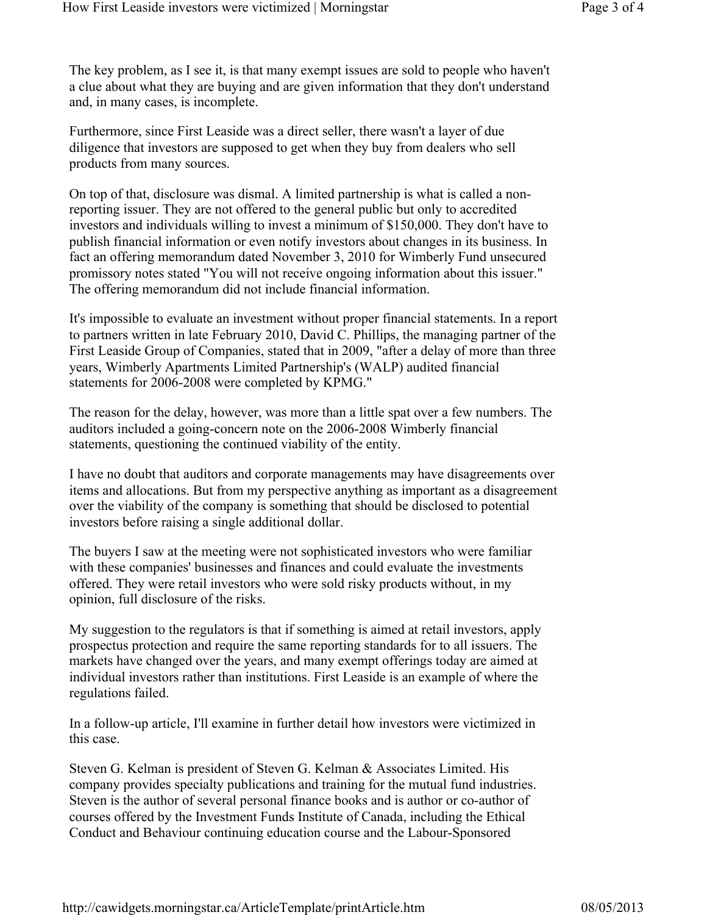The key problem, as I see it, is that many exempt issues are sold to people who haven't a clue about what they are buying and are given information that they don't understand and, in many cases, is incomplete.

Furthermore, since First Leaside was a direct seller, there wasn't a layer of due diligence that investors are supposed to get when they buy from dealers who sell products from many sources.

On top of that, disclosure was dismal. A limited partnership is what is called a non-reporting issuer. They are not offered to the general public but only to accredited investors and individuals willing to invest a minimum of $150,000. They don't have to publish financial information or even notify investors about changes in its business. In fact an offering memorandum dated November 3, 2010 for Wimberly Fund unsecured promissory notes stated "You will not receive ongoing information about this issuer." The offering memorandum did not include financial information.

It's impossible to evaluate an investment without proper financial statements. In a report to partners written in late February 2010, David C. Phillips, the managing partner of the First Leaside Group of Companies, stated that in 2009, "after a delay of more than three years, Wimberly Apartments Limited Partnership's (WALP) audited financial statements for 2006-2008 were completed by KPMG."

The reason for the delay, however, was more than a little spat over a few numbers. The auditors included a going-concern note on the 2006-2008 Wimberly financial statements, questioning the continued viability of the entity.

I have no doubt that auditors and corporate managements may have disagreements over items and allocations. But from my perspective anything as important as a disagreement over the viability of the company is something that should be disclosed to potential investors before raising a single additional dollar.

The buyers I saw at the meeting were not sophisticated investors who were familiar with these companies' businesses and finances and could evaluate the investments offered. They were retail investors who were sold risky products without, in my opinion, full disclosure of the risks.

My suggestion to the regulators is that if something is aimed at retail investors, apply prospectus protection and require the same reporting standards for to all issuers. The markets have changed over the years, and many exempt offerings today are aimed at individual investors rather than institutions. First Leaside is an example of where the regulations failed.

In a follow-up article, I'll examine in further detail how investors were victimized in this case.

Steven G. Kelman is president of Steven G. Kelman & Associates Limited. His company provides specialty publications and training for the mutual fund industries. Steven is the author of several personal finance books and is author or co-author of courses offered by the Investment Funds Institute of Canada, including the Ethical Conduct and Behaviour continuing education course and the Labour-Sponsored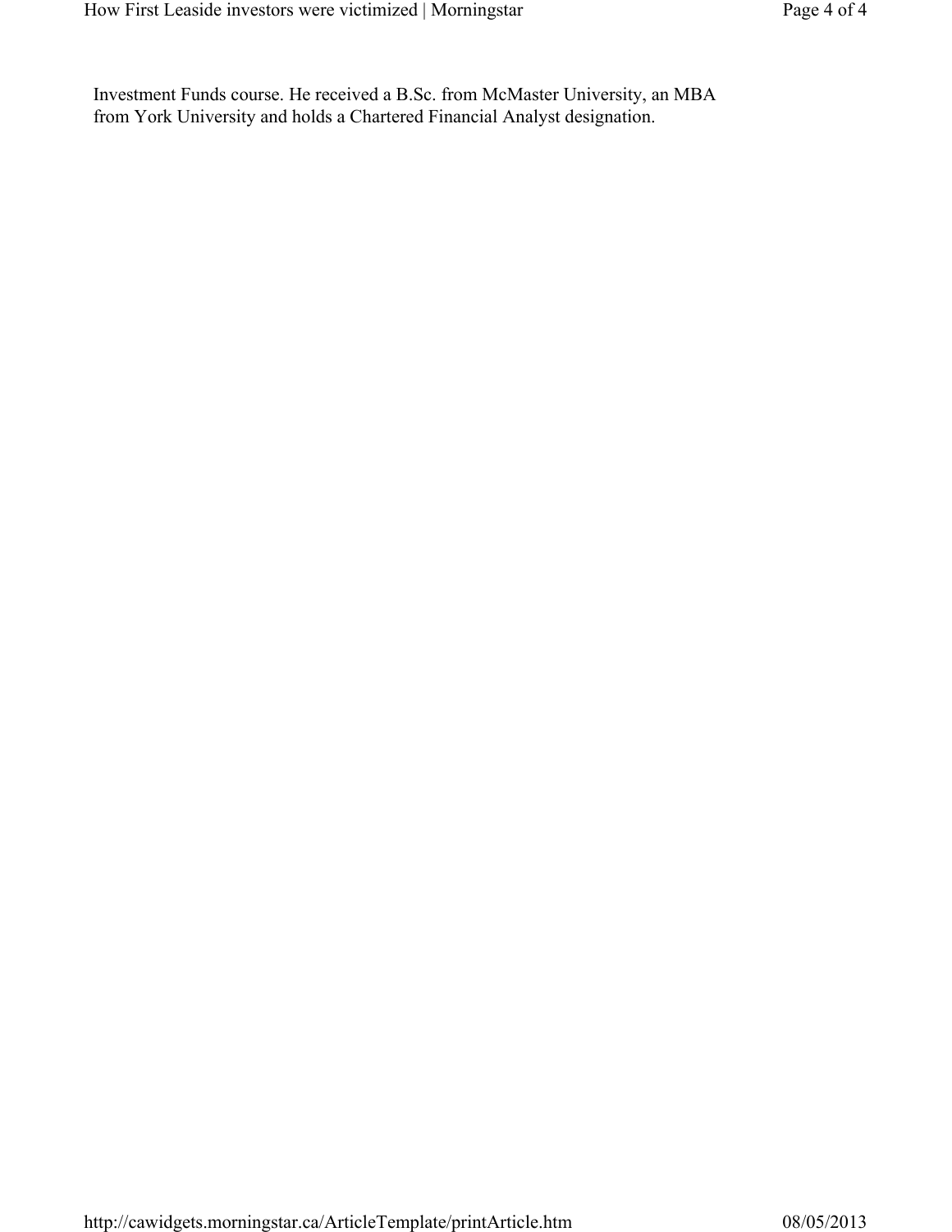Investment Funds course. He received a B.Sc. from McMaster University, an MBA from York University and holds a Chartered Financial Analyst designation.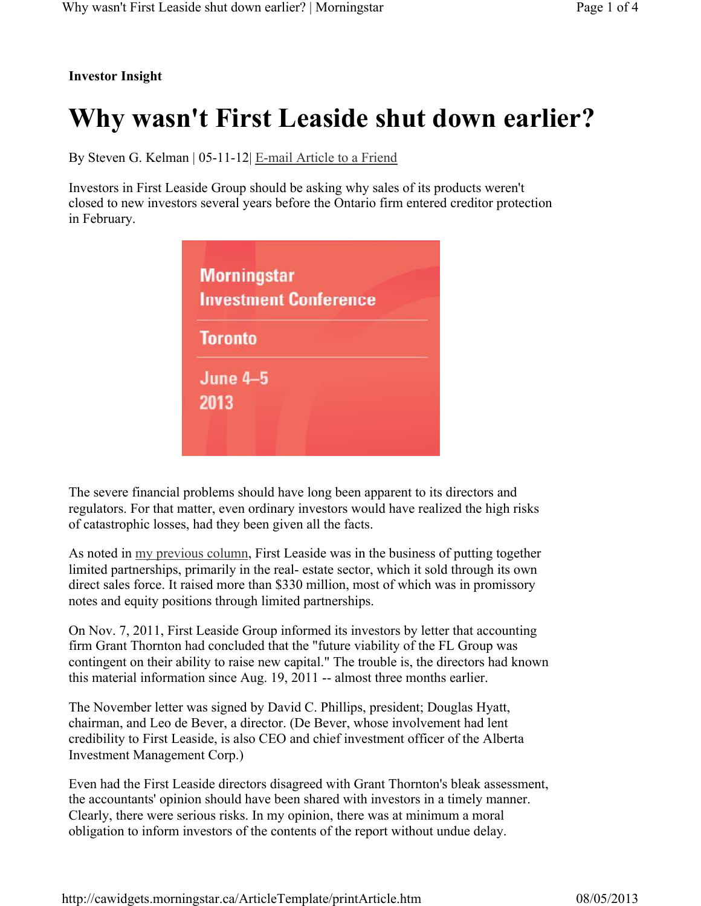**Investor Insight**

# Why wasn't First Leaside shut down earlier?

By Steven G. Kelman | 05-11-12| E-mail Article to a Friend

Investors in First Leaside Group should be asking why sales of its products weren't closed to new investors several years before the Ontario firm entered creditor protection in February.

Morningstar Investment Conference

Toronto

June 4–5 2013

The severe financial problems should have long been apparent to its directors and regulators. For that matter, even ordinary investors would have realized the high risks of catastrophic losses, had they been given all the facts.

As noted in my previous column, First Leaside was in the business of putting together limited partnerships, primarily in the real- estate sector, which it sold through its own direct sales force. It raised more than $330 million, most of which was in promissory notes and equity positions through limited partnerships.

On Nov. 7, 2011, First Leaside Group informed its investors by letter that accounting firm Grant Thornton had concluded that the "future viability of the FL Group was contingent on their ability to raise new capital." The trouble is, the directors had known this material information since Aug. 19, 2011 -- almost three months earlier.

The November letter was signed by David C. Phillips, president; Douglas Hyatt, chairman, and Leo de Bever, a director. (De Bever, whose involvement had lent credibility to First Leaside, is also CEO and chief investment officer of the Alberta Investment Management Corp.)

Even had the First Leaside directors disagreed with Grant Thornton's bleak assessment, the accountants' opinion should have been shared with investors in a timely manner. Clearly, there were serious risks. In my opinion, there was at minimum a moral obligation to inform investors of the contents of the report without undue delay.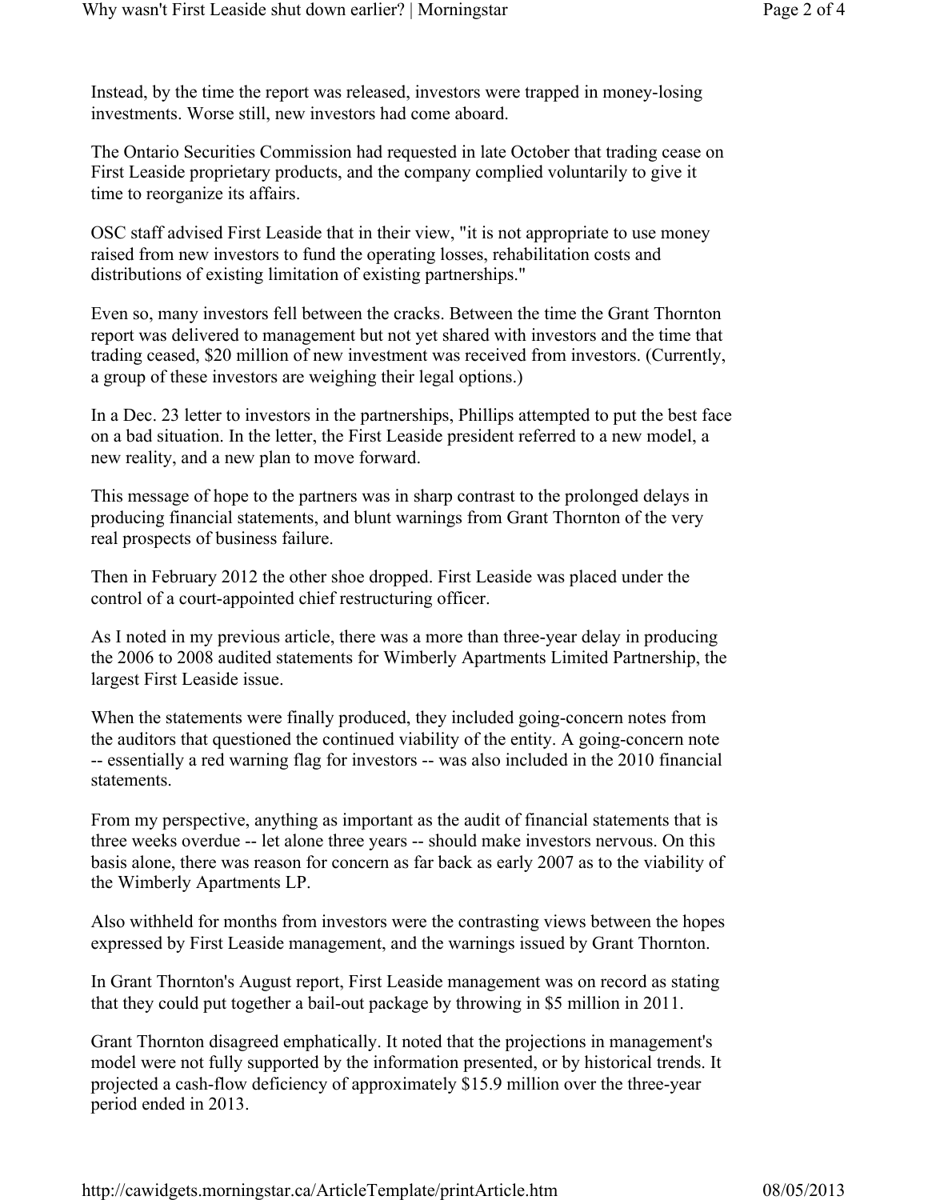Instead, by the time the report was released, investors were trapped in money-losing investments. Worse still, new investors had come aboard.

The Ontario Securities Commission had requested in late October that trading cease on First Leaside proprietary products, and the company complied voluntarily to give it time to reorganize its affairs.

OSC staff advised First Leaside that in their view, "it is not appropriate to use money raised from new investors to fund the operating losses, rehabilitation costs and distributions of existing limitation of existing partnerships."

Even so, many investors fell between the cracks. Between the time the Grant Thornton report was delivered to management but not yet shared with investors and the time that trading ceased, $20 million of new investment was received from investors. (Currently, a group of these investors are weighing their legal options.)

In a Dec. 23 letter to investors in the partnerships, Phillips attempted to put the best face on a bad situation. In the letter, the First Leaside president referred to a new model, a new reality, and a new plan to move forward.

This message of hope to the partners was in sharp contrast to the prolonged delays in producing financial statements, and blunt warnings from Grant Thornton of the very real prospects of business failure.

Then in February 2012 the other shoe dropped. First Leaside was placed under the control of a court-appointed chief restructuring officer.

As I noted in my previous article, there was a more than three-year delay in producing the 2006 to 2008 audited statements for Wimberly Apartments Limited Partnership, the largest First Leaside issue.

When the statements were finally produced, they included going-concern notes from the auditors that questioned the continued viability of the entity. A going-concern note -- essentially a red warning flag for investors -- was also included in the 2010 financial statements.

From my perspective, anything as important as the audit of financial statements that is three weeks overdue -- let alone three years -- should make investors nervous. On this basis alone, there was reason for concern as far back as early 2007 as to the viability of the Wimberly Apartments LP.

Also withheld for months from investors were the contrasting views between the hopes expressed by First Leaside management, and the warnings issued by Grant Thornton.

In Grant Thornton's August report, First Leaside management was on record as stating that they could put together a bail-out package by throwing in $5 million in 2011.

Grant Thornton disagreed emphatically. It noted that the projections in management's model were not fully supported by the information presented, or by historical trends. It projected a cash-flow deficiency of approximately $15.9 million over the three-year period ended in 2013.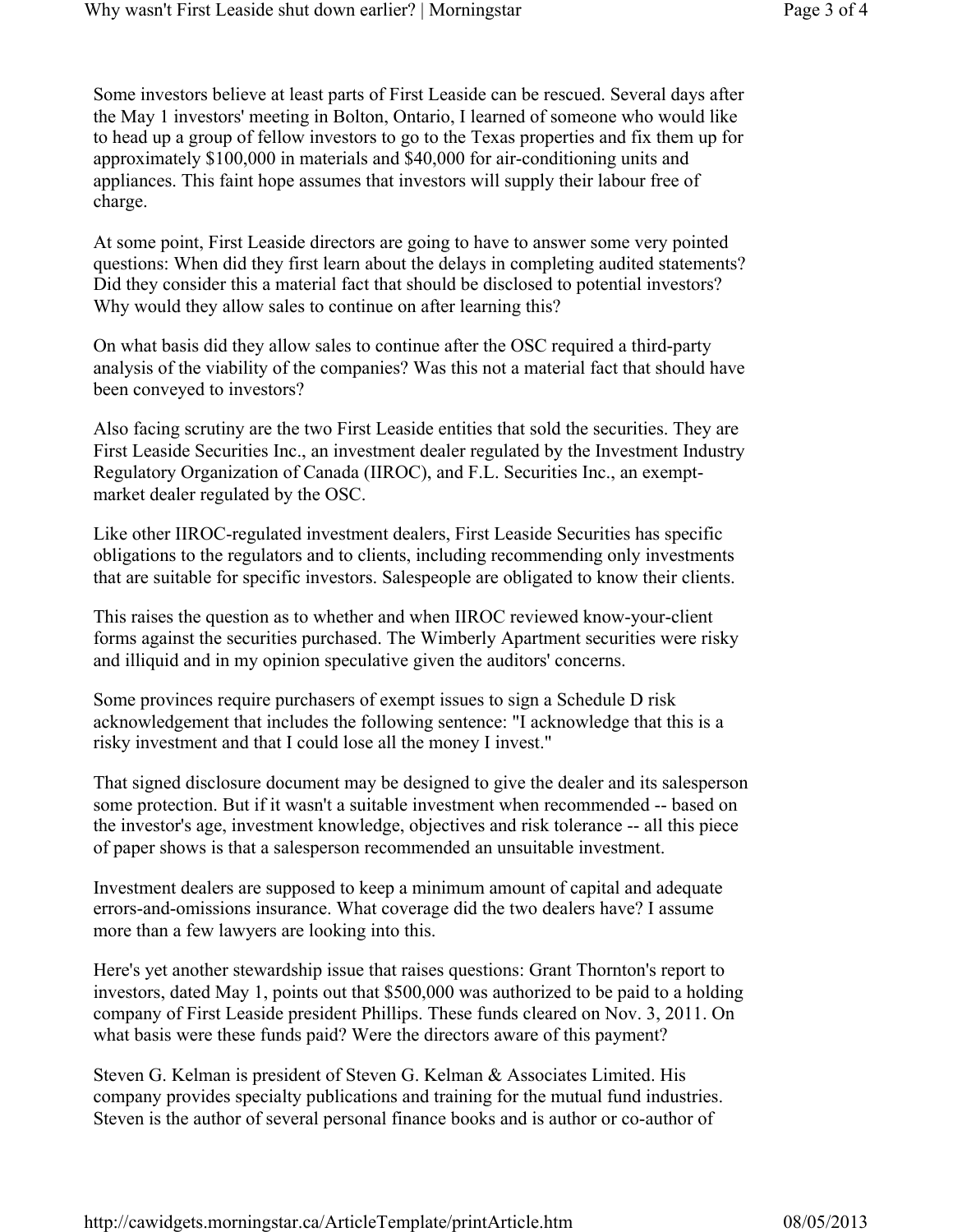Some investors believe at least parts of First Leaside can be rescued. Several days after the May 1 investors' meeting in Bolton, Ontario, I learned of someone who would like to head up a group of fellow investors to go to the Texas properties and fix them up for approximately $100,000 in materials and $40,000 for air-conditioning units and appliances. This faint hope assumes that investors will supply their labour free of charge.

At some point, First Leaside directors are going to have to answer some very pointed questions: When did they first learn about the delays in completing audited statements? Did they consider this a material fact that should be disclosed to potential investors? Why would they allow sales to continue on after learning this?

On what basis did they allow sales to continue after the OSC required a third-party analysis of the viability of the companies? Was this not a material fact that should have been conveyed to investors?

Also facing scrutiny are the two First Leaside entities that sold the securities. They are First Leaside Securities Inc., an investment dealer regulated by the Investment Industry Regulatory Organization of Canada (IIROC), and F.L. Securities Inc., an exempt-market dealer regulated by the OSC.

Like other IIROC-regulated investment dealers, First Leaside Securities has specific obligations to the regulators and to clients, including recommending only investments that are suitable for specific investors. Salespeople are obligated to know their clients.

This raises the question as to whether and when IIROC reviewed know-your-client forms against the securities purchased. The Wimberly Apartment securities were risky and illiquid and in my opinion speculative given the auditors' concerns.

Some provinces require purchasers of exempt issues to sign a Schedule D risk acknowledgement that includes the following sentence: "I acknowledge that this is a risky investment and that I could lose all the money I invest."

That signed disclosure document may be designed to give the dealer and its salesperson some protection. But if it wasn't a suitable investment when recommended -- based on the investor's age, investment knowledge, objectives and risk tolerance -- all this piece of paper shows is that a salesperson recommended an unsuitable investment.

Investment dealers are supposed to keep a minimum amount of capital and adequate errors-and-omissions insurance. What coverage did the two dealers have? I assume more than a few lawyers are looking into this.

Here's yet another stewardship issue that raises questions: Grant Thornton's report to investors, dated May 1, points out that $500,000 was authorized to be paid to a holding company of First Leaside president Phillips. These funds cleared on Nov. 3, 2011. On what basis were these funds paid? Were the directors aware of this payment?

Steven G. Kelman is president of Steven G. Kelman & Associates Limited. His company provides specialty publications and training for the mutual fund industries. Steven is the author of several personal finance books and is author or co-author of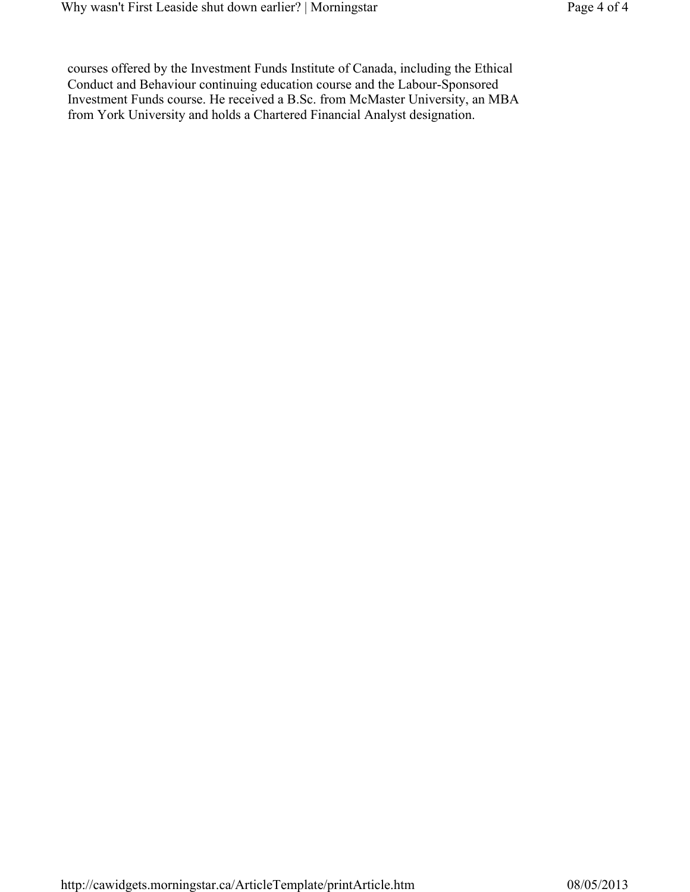courses offered by the Investment Funds Institute of Canada, including the Ethical Conduct and Behaviour continuing education course and the Labour-Sponsored Investment Funds course. He received a B.Sc. from McMaster University, an MBA from York University and holds a Chartered Financial Analyst designation.